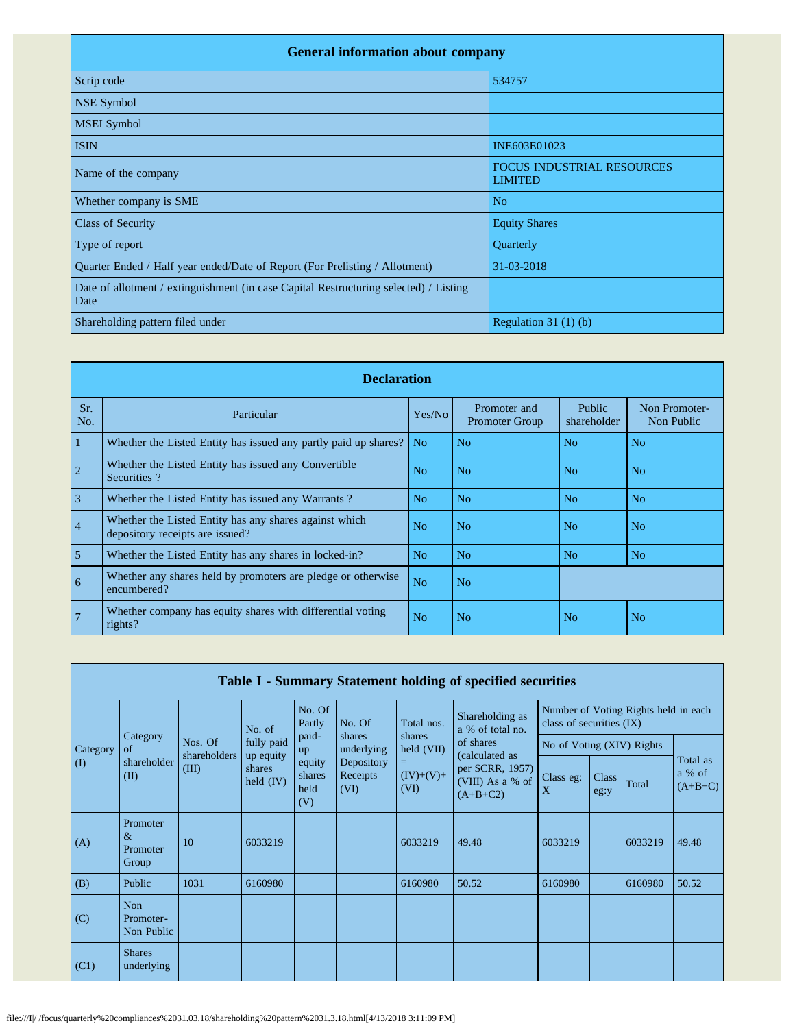| General information about company | |
|---|---|
| Scrip code | 534757 |
| NSE Symbol | |
| MSEI Symbol | |
| ISIN | INE603E01023 |
| Name of the company | FOCUS INDUSTRIAL RESOURCES LIMITED |
| Whether company is SME | No |
| Class of Security | Equity Shares |
| Type of report | Quarterly |
| Quarter Ended / Half year ended/Date of Report (For Prelisting / Allotment) | 31-03-2018 |
| Date of allotment / extinguishment (in case Capital Restructuring selected) / Listing Date | |
| Shareholding pattern filed under | Regulation 31 (1) (b) |

| Declaration | | | | | |
|---|---|---|---|---|---|
| Sr. No. | Particular | Yes/No | Promoter and Promoter Group | Public shareholder | Non Promoter- Non Public |
| 1 | Whether the Listed Entity has issued any partly paid up shares? | No | No | No | No |
| 2 | Whether the Listed Entity has issued any Convertible Securities ? | No | No | No | No |
| 3 | Whether the Listed Entity has issued any Warrants ? | No | No | No | No |
| 4 | Whether the Listed Entity has any shares against which depository receipts are issued? | No | No | No | No |
| 5 | Whether the Listed Entity has any shares in locked-in? | No | No | No | No |
| 6 | Whether any shares held by promoters are pledge or otherwise encumbered? | No | No | | |
| 7 | Whether company has equity shares with differential voting rights? | No | No | No | No |

| Table I - Summary Statement holding of specified securities | | | | | | | | | | | |
|---|---|---|---|---|---|---|---|---|---|---|---|
| Category (I) | Category of shareholder (II) | Nos. Of shareholders (III) | No. of fully paid up equity shares held (IV) | No. Of Partly paid-up equity shares held (V) | No. Of shares underlying Depository Receipts (VI) | Total nos. shares held (VII) = (IV)+(V)+ (VI) | Shareholding as a % of total no. of shares (calculated as per SCRR, 1957) (VIII) As a % of (A+B+C2) | Number of Voting Rights held in each class of securities (IX) | | | |
| | | | | | | | | No of Voting (XIV) Rights | | | Total as a % of (A+B+C) |
| | | | | | | | | Class eg: X | Class eg:y | Total | |
| (A) | Promoter & Promoter Group | 10 | 6033219 | | | 6033219 | 49.48 | 6033219 | | 6033219 | 49.48 |
| (B) | Public | 1031 | 6160980 | | | 6160980 | 50.52 | 6160980 | | 6160980 | 50.52 |
| (C) | Non Promoter- Non Public | | | | | | | | | | |
| (C1) | Shares underlying | | | | | | | | | | |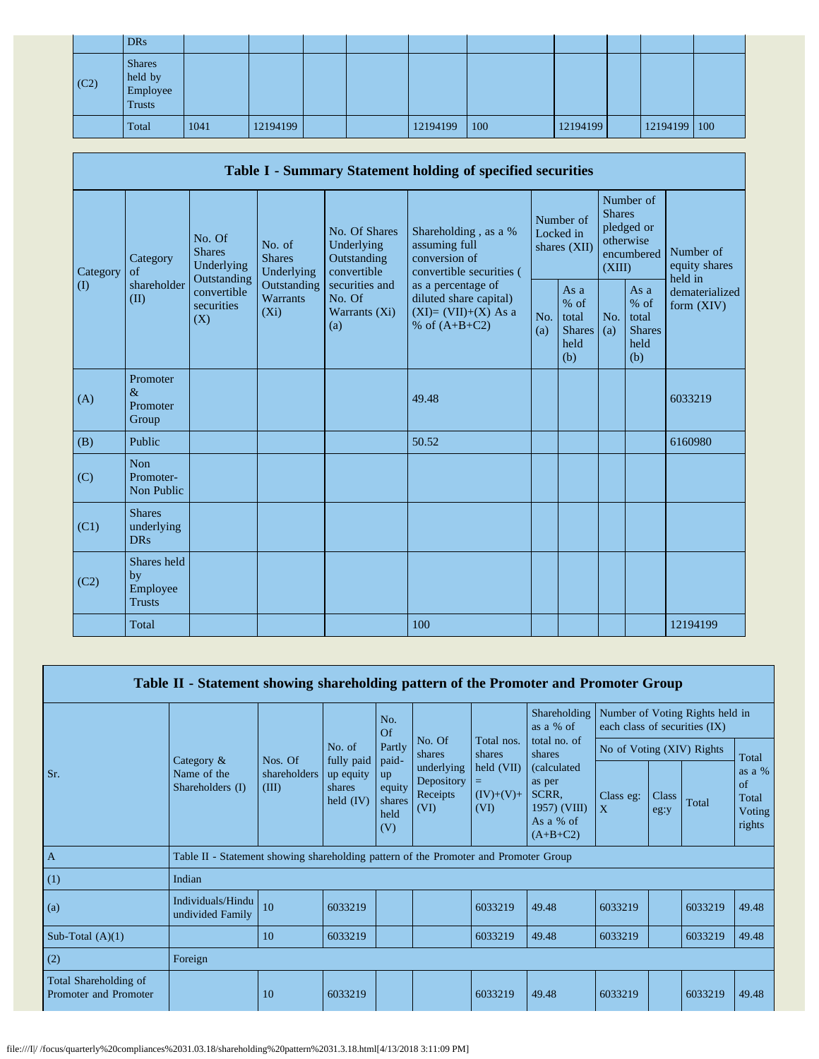| | DRs | | | | | | | | | | |
|---|---|---|---|---|---|---|---|---|---|---|---|
| (C2) | Shares held by Employee Trusts | | | | | | | | | | |
| | Total | 1041 | 12194199 | | | 12194199 | 100 | 12194199 | | 12194199 | 100 |

| Table I - Summary Statement holding of specified securities | | | | | | | | | | | |
|---|---|---|---|---|---|---|---|---|---|---|---|
| Category (I) | Category of shareholder (II) | No. Of Shares Underlying Outstanding convertible securities (X) | No. of Shares Underlying Outstanding Warrants (Xi) | No. Of Shares Underlying Outstanding convertible securities and No. Of Warrants (Xi) (a) | Shareholding , as a % assuming full conversion of convertible securities ( as a percentage of diluted share capital) (XI)= (VII)+(X) As a % of (A+B+C2) | Number of Locked in shares (XII) | | Number of Shares pledged or otherwise encumbered (XIII) | | Number of equity shares held in dematerialized form (XIV) |
| | | | | | | No. (a) | As a % of total Shares held (b) | No. (a) | As a % of total Shares held (b) | |
| (A) | Promoter & Promoter Group | | | | 49.48 | | | | | 6033219 |
| (B) | Public | | | | 50.52 | | | | | 6160980 |
| (C) | Non Promoter- Non Public | | | | | | | | | |
| (C1) | Shares underlying DRs | | | | | | | | | |
| (C2) | Shares held by Employee Trusts | | | | | | | | | |
| | Total | | | | 100 | | | | | 12194199 |

| Table II - Statement showing shareholding pattern of the Promoter and Promoter Group | | | | | | | | | | | |
|---|---|---|---|---|---|---|---|---|---|---|---|
| Sr. | Category & Name of the Shareholders (I) | Nos. Of shareholders (III) | No. of fully paid up equity shares held (IV) | No. Of Partly paid-up equity shares held (V) | No. Of shares underlying Depository Receipts (VI) | Total nos. shares held (VII) = (IV)+(V)+ (VI) | Shareholding as a % of total no. of shares (calculated as per SCRR, 1957) (VIII) As a % of (A+B+C2) | Number of Voting Rights held in each class of securities (IX) | | | |
| | | | | | | | | No of Voting (XIV) Rights | | | Total as a % of Total Voting rights |
| | | | | | | | | Class eg: X | Class eg:y | Total | |
| A | Table II - Statement showing shareholding pattern of the Promoter and Promoter Group | | | | | | | | | | |
| (1) | Indian | | | | | | | | | | |
| (a) | Individuals/Hindu undivided Family | 10 | 6033219 | | | 6033219 | 49.48 | 6033219 | | 6033219 | 49.48 |
| Sub-Total (A)(1) | | 10 | 6033219 | | | 6033219 | 49.48 | 6033219 | | 6033219 | 49.48 |
| (2) | Foreign | | | | | | | | | | |
| Total Shareholding of Promoter and Promoter | | 10 | 6033219 | | | 6033219 | 49.48 | 6033219 | | 6033219 | 49.48 |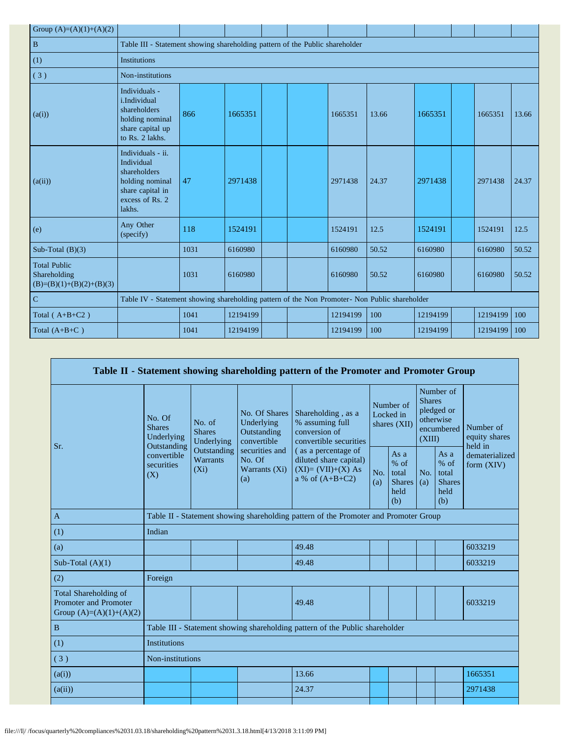| Group (A)=(A)(1)+(A)(2) | | | | | | | | | | | |
|---|---|---|---|---|---|---|---|---|---|---|---|
| B | Table III - Statement showing shareholding pattern of the Public shareholder | | | | | | | | | | |
| (1) | Institutions | | | | | | | | | | |
| ( 3 ) | Non-institutions | | | | | | | | | | |
| (a(i)) | Individuals - i.Individual shareholders holding nominal share capital up to Rs. 2 lakhs. | 866 | 1665351 | | | 1665351 | 13.66 | 1665351 | | 1665351 | 13.66 |
| (a(ii)) | Individuals - ii. Individual shareholders holding nominal share capital in excess of Rs. 2 lakhs. | 47 | 2971438 | | | 2971438 | 24.37 | 2971438 | | 2971438 | 24.37 |
| (e) | Any Other (specify) | 118 | 1524191 | | | 1524191 | 12.5 | 1524191 | | 1524191 | 12.5 |
| Sub-Total (B)(3) | | 1031 | 6160980 | | | 6160980 | 50.52 | 6160980 | | 6160980 | 50.52 |
| Total Public Shareholding (B)=(B)(1)+(B)(2)+(B)(3) | | 1031 | 6160980 | | | 6160980 | 50.52 | 6160980 | | 6160980 | 50.52 |
| C | Table IV - Statement showing shareholding pattern of the Non Promoter- Non Public shareholder | | | | | | | | | | |
| Total ( A+B+C2 ) | | 1041 | 12194199 | | | 12194199 | 100 | 12194199 | | 12194199 | 100 |
| Total (A+B+C ) | | 1041 | 12194199 | | | 12194199 | 100 | 12194199 | | 12194199 | 100 |

## Table II - Statement showing shareholding pattern of the Promoter and Promoter Group

| Sr. | No. Of Shares Underlying Outstanding convertible securities (X) | No. of Shares Underlying Outstanding Warrants (Xi) | No. Of Shares Underlying Outstanding convertible securities and No. Of Warrants (Xi) (a) | Shareholding , as a % assuming full conversion of convertible securities ( as a percentage of diluted share capital) (XI)= (VII)+(X) As a % of (A+B+C2) | Number of Locked in shares (XII) | | Number of Shares pledged or otherwise encumbered (XIII) | | Number of equity shares held in dematerialized form (XIV) |
|---|---|---|---|---|---|---|---|---|---|
| | | | | | No. (a) | As a % of total Shares held (b) | No. (a) | As a % of total Shares held (b) | |
| A | Table II - Statement showing shareholding pattern of the Promoter and Promoter Group | | | | | | | | |
| (1) | Indian | | | | | | | | |
| (a) | | | | 49.48 | | | | | 6033219 |
| Sub-Total (A)(1) | | | | 49.48 | | | | | 6033219 |
| (2) | Foreign | | | | | | | | |
| Total Shareholding of Promoter and Promoter Group (A)=(A)(1)+(A)(2) | | | | 49.48 | | | | | 6033219 |
| B | Table III - Statement showing shareholding pattern of the Public shareholder | | | | | | | | |
| (1) | Institutions | | | | | | | | |
| ( 3 ) | Non-institutions | | | | | | | | |
| (a(i)) | | | | 13.66 | | | | | 1665351 |
| (a(ii)) | | | | 24.37 | | | | | 2971438 |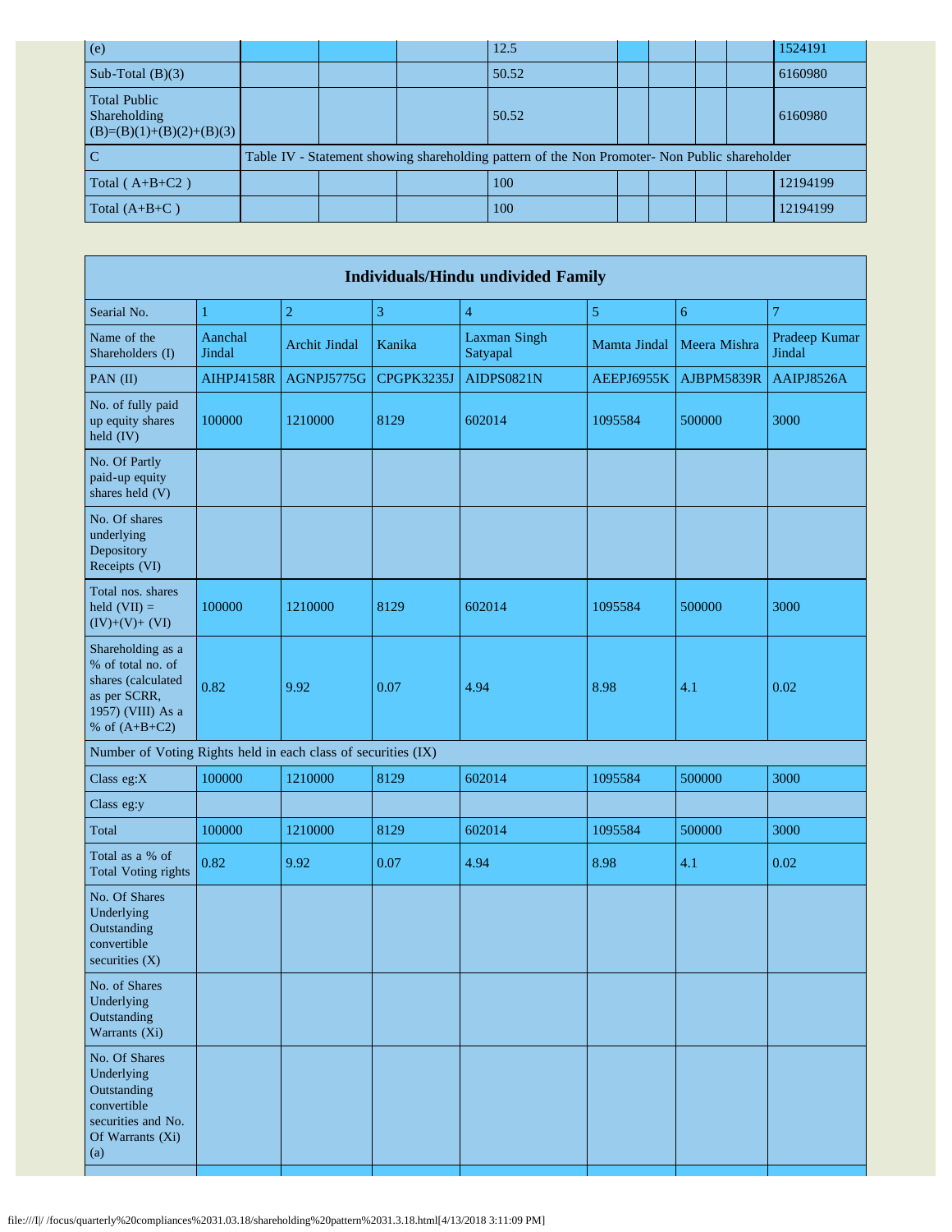| (e) | | | | 12.5 | | | | | 1524191 |
|---|---|---|---|---|---|---|---|---|---|
| Sub-Total (B)(3) | | | | 50.52 | | | | | 6160980 |
| Total Public Shareholding (B)=(B)(1)+(B)(2)+(B)(3) | | | | 50.52 | | | | | 6160980 |
| C | Table IV - Statement showing shareholding pattern of the Non Promoter- Non Public shareholder | | | | | | | | |
| Total ( A+B+C2 ) | | | | 100 | | | | | 12194199 |
| Total (A+B+C ) | | | | 100 | | | | | 12194199 |

| Individuals/Hindu undivided Family | | | | | | | |
|---|---|---|---|---|---|---|---|
| Searial No. | 1 | 2 | 3 | 4 | 5 | 6 | 7 |
| Name of the Shareholders (I) | Aanchal Jindal | Archit Jindal | Kanika | Laxman Singh Satyapal | Mamta Jindal | Meera Mishra | Pradeep Kumar Jindal |
| PAN (II) | AIHPJ4158R | AGNPJ5775G | CPGPK3235J | AIDPS0821N | AEEPJ6955K | AJBPM5839R | AAIPJ8526A |
| No. of fully paid up equity shares held (IV) | 100000 | 1210000 | 8129 | 602014 | 1095584 | 500000 | 3000 |
| No. Of Partly paid-up equity shares held (V) | | | | | | | |
| No. Of shares underlying Depository Receipts (VI) | | | | | | | |
| Total nos. shares held (VII) = (IV)+(V)+ (VI) | 100000 | 1210000 | 8129 | 602014 | 1095584 | 500000 | 3000 |
| Shareholding as a % of total no. of shares (calculated as per SCRR, 1957) (VIII) As a % of (A+B+C2) | 0.82 | 9.92 | 0.07 | 4.94 | 8.98 | 4.1 | 0.02 |
| Number of Voting Rights held in each class of securities (IX) | | | | | | | |
| Class eg:X | 100000 | 1210000 | 8129 | 602014 | 1095584 | 500000 | 3000 |
| Class eg:y | | | | | | | |
| Total | 100000 | 1210000 | 8129 | 602014 | 1095584 | 500000 | 3000 |
| Total as a % of Total Voting rights | 0.82 | 9.92 | 0.07 | 4.94 | 8.98 | 4.1 | 0.02 |
| No. Of Shares Underlying Outstanding convertible securities (X) | | | | | | | |
| No. of Shares Underlying Outstanding Warrants (Xi) | | | | | | | |
| No. Of Shares Underlying Outstanding convertible securities and No. Of Warrants (Xi) (a) | | | | | | | |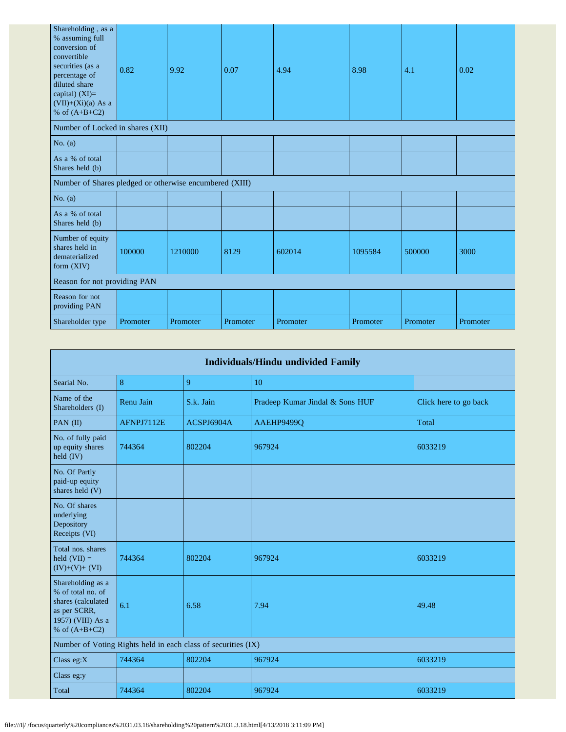| Shareholding , as a % assuming full conversion of convertible securities (as a percentage of diluted share capital) (XI)= (VII)+(Xi)(a) As a % of (A+B+C2) | 0.82 | 9.92 | 0.07 | 4.94 | 8.98 | 4.1 | 0.02 |
|---|---|---|---|---|---|---|---|
| Number of Locked in shares (XII) | | | | | | | |
| No. (a) | | | | | | | |
| As a % of total Shares held (b) | | | | | | | |
| Number of Shares pledged or otherwise encumbered (XIII) | | | | | | | |
| No. (a) | | | | | | | |
| As a % of total Shares held (b) | | | | | | | |
| Number of equity shares held in dematerialized form (XIV) | 100000 | 1210000 | 8129 | 602014 | 1095584 | 500000 | 3000 |
| Reason for not providing PAN | | | | | | | |
| Reason for not providing PAN | | | | | | | |
| Shareholder type | Promoter | Promoter | Promoter | Promoter | Promoter | Promoter | Promoter |

**Individuals/Hindu undivided Family**

| Searial No. | 8 | 9 | 10 | |
|---|---|---|---|---|
| Name of the Shareholders (I) | Renu Jain | S.k. Jain | Pradeep Kumar Jindal & Sons HUF | Click here to go back |
| PAN (II) | AFNPJ7112E | ACSPJ6904A | AAEHP9499Q | Total |
| No. of fully paid up equity shares held (IV) | 744364 | 802204 | 967924 | 6033219 |
| No. Of Partly paid-up equity shares held (V) | | | | |
| No. Of shares underlying Depository Receipts (VI) | | | | |
| Total nos. shares held (VII) = (IV)+(V)+ (VI) | 744364 | 802204 | 967924 | 6033219 |
| Shareholding as a % of total no. of shares (calculated as per SCRR, 1957) (VIII) As a % of (A+B+C2) | 6.1 | 6.58 | 7.94 | 49.48 |
| Number of Voting Rights held in each class of securities (IX) | | | | |
| Class eg:X | 744364 | 802204 | 967924 | 6033219 |
| Class eg:y | | | | |
| Total | 744364 | 802204 | 967924 | 6033219 |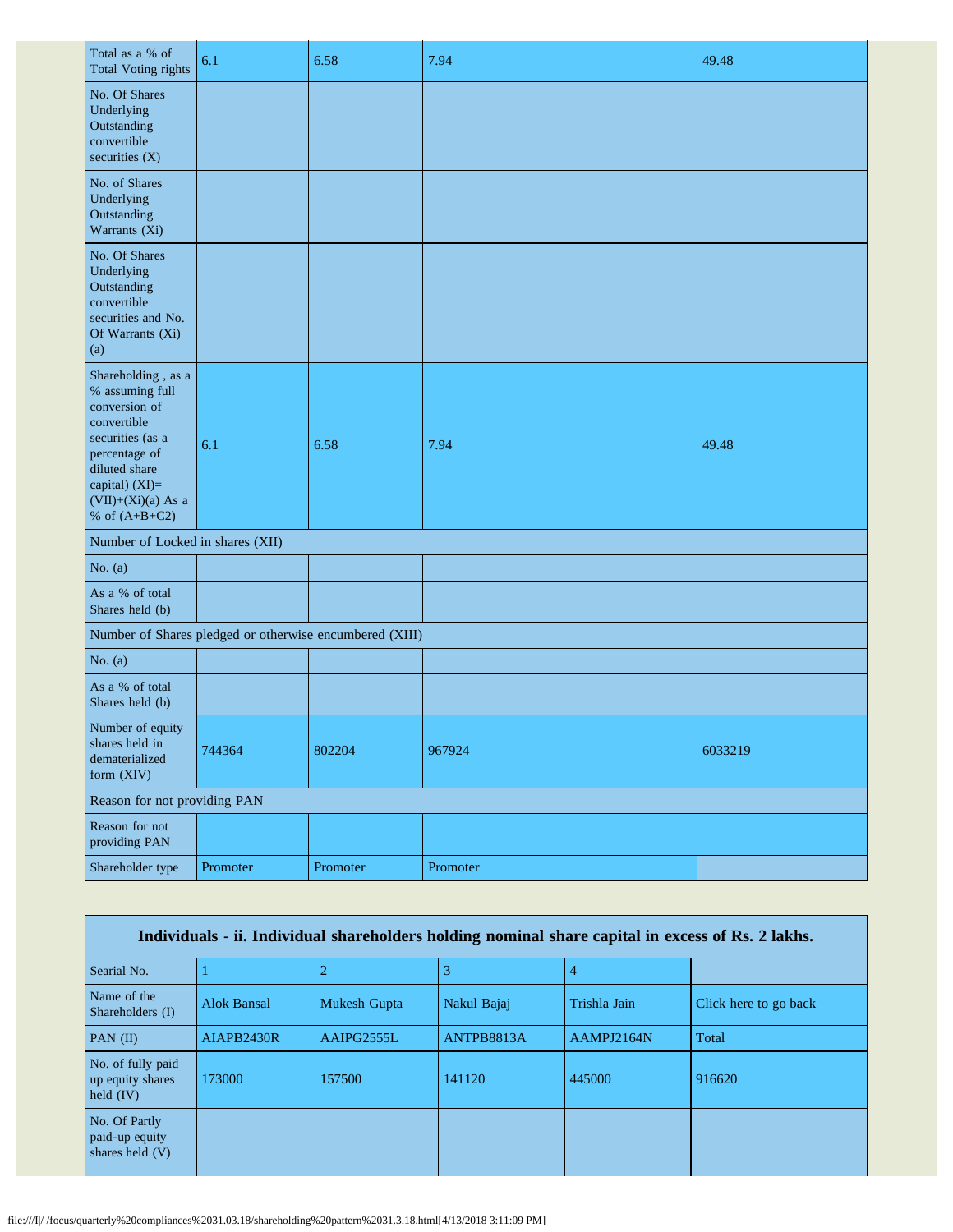| | | | | |
|---|---|---|---|---|
| Total as a % of Total Voting rights | 6.1 | 6.58 | 7.94 | 49.48 |
| No. Of Shares Underlying Outstanding convertible securities (X) | | | | |
| No. of Shares Underlying Outstanding Warrants (Xi) | | | | |
| No. Of Shares Underlying Outstanding convertible securities and No. Of Warrants (Xi) (a) | | | | |
| Shareholding , as a % assuming full conversion of convertible securities (as a percentage of diluted share capital) (XI)= (VII)+(Xi)(a) As a % of (A+B+C2) | 6.1 | 6.58 | 7.94 | 49.48 |
| Number of Locked in shares (XII) | | | | |
| No. (a) | | | | |
| As a % of total Shares held (b) | | | | |
| Number of Shares pledged or otherwise encumbered (XIII) | | | | |
| No. (a) | | | | |
| As a % of total Shares held (b) | | | | |
| Number of equity shares held in dematerialized form (XIV) | 744364 | 802204 | 967924 | 6033219 |
| Reason for not providing PAN | | | | |
| Reason for not providing PAN | | | | |
| Shareholder type | Promoter | Promoter | Promoter | |

| Individuals - ii. Individual shareholders holding nominal share capital in excess of Rs. 2 lakhs. | | | | | |
|---|---|---|---|---|---|
| Searial No. | 1 | 2 | 3 | 4 | |
| Name of the Shareholders (I) | Alok Bansal | Mukesh Gupta | Nakul Bajaj | Trishla Jain | Click here to go back |
| PAN (II) | AIAPB2430R | AAIPG2555L | ANTPB8813A | AAMPJ2164N | Total |
| No. of fully paid up equity shares held (IV) | 173000 | 157500 | 141120 | 445000 | 916620 |
| No. Of Partly paid-up equity shares held (V) | | | | | |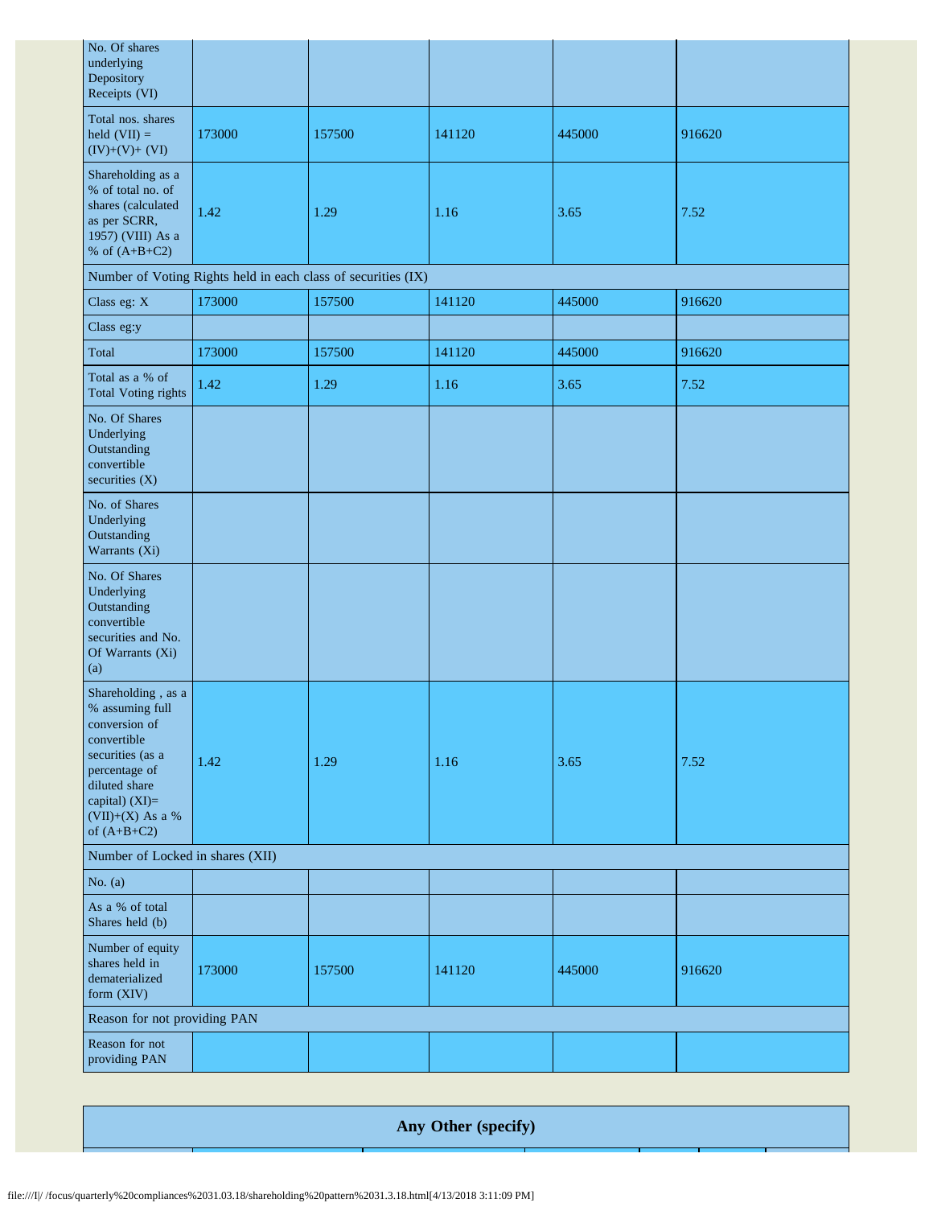| | | | | | |
|---|---|---|---|---|---|
| No. Of shares underlying Depository Receipts (VI) | | | | | |
| Total nos. shares held (VII) = (IV)+(V)+ (VI) | 173000 | 157500 | 141120 | 445000 | 916620 |
| Shareholding as a % of total no. of shares (calculated as per SCRR, 1957) (VIII) As a % of (A+B+C2) | 1.42 | 1.29 | 1.16 | 3.65 | 7.52 |
| Number of Voting Rights held in each class of securities (IX) | | | | | |
| Class eg: X | 173000 | 157500 | 141120 | 445000 | 916620 |
| Class eg:y | | | | | |
| Total | 173000 | 157500 | 141120 | 445000 | 916620 |
| Total as a % of Total Voting rights | 1.42 | 1.29 | 1.16 | 3.65 | 7.52 |
| No. Of Shares Underlying Outstanding convertible securities (X) | | | | | |
| No. of Shares Underlying Outstanding Warrants (Xi) | | | | | |
| No. Of Shares Underlying Outstanding convertible securities and No. Of Warrants (Xi) (a) | | | | | |
| Shareholding , as a % assuming full conversion of convertible securities (as a percentage of diluted share capital) (XI)= (VII)+(X) As a % of (A+B+C2) | 1.42 | 1.29 | 1.16 | 3.65 | 7.52 |
| Number of Locked in shares (XII) | | | | | |
| No. (a) | | | | | |
| As a % of total Shares held (b) | | | | | |
| Number of equity shares held in dematerialized form (XIV) | 173000 | 157500 | 141120 | 445000 | 916620 |
| Reason for not providing PAN | | | | | |
| Reason for not providing PAN | | | | | |

## Any Other (specify)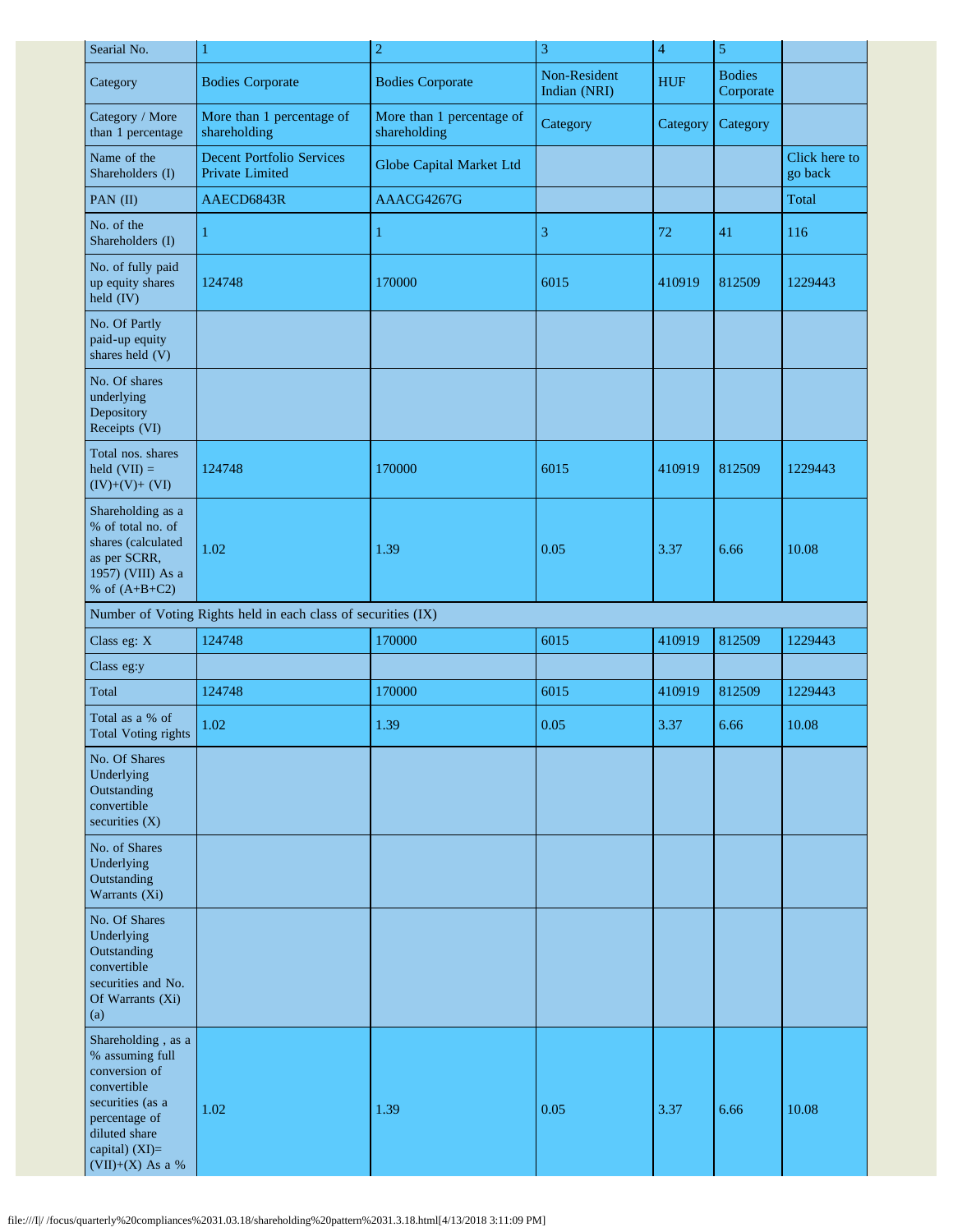| Searial No. | 1 | 2 | 3 | 4 | 5 | |
|---|---|---|---|---|---|---|
| Category | Bodies Corporate | Bodies Corporate | Non-Resident Indian (NRI) | HUF | Bodies Corporate | |
| Category / More than 1 percentage | More than 1 percentage of shareholding | More than 1 percentage of shareholding | Category | Category | Category | |
| Name of the Shareholders (I) | Decent Portfolio Services Private Limited | Globe Capital Market Ltd | | | | Click here to go back |
| PAN (II) | AAECD6843R | AAACG4267G | | | | Total |
| No. of the Shareholders (I) | 1 | 1 | 3 | 72 | 41 | 116 |
| No. of fully paid up equity shares held (IV) | 124748 | 170000 | 6015 | 410919 | 812509 | 1229443 |
| No. Of Partly paid-up equity shares held (V) | | | | | | |
| No. Of shares underlying Depository Receipts (VI) | | | | | | |
| Total nos. shares held (VII) = (IV)+(V)+ (VI) | 124748 | 170000 | 6015 | 410919 | 812509 | 1229443 |
| Shareholding as a % of total no. of shares (calculated as per SCRR, 1957) (VIII) As a % of (A+B+C2) | 1.02 | 1.39 | 0.05 | 3.37 | 6.66 | 10.08 |
| Number of Voting Rights held in each class of securities (IX) | | | | | | |
| Class eg: X | 124748 | 170000 | 6015 | 410919 | 812509 | 1229443 |
| Class eg:y | | | | | | |
| Total | 124748 | 170000 | 6015 | 410919 | 812509 | 1229443 |
| Total as a % of Total Voting rights | 1.02 | 1.39 | 0.05 | 3.37 | 6.66 | 10.08 |
| No. Of Shares Underlying Outstanding convertible securities (X) | | | | | | |
| No. of Shares Underlying Outstanding Warrants (Xi) | | | | | | |
| No. Of Shares Underlying Outstanding convertible securities and No. Of Warrants (Xi) (a) | | | | | | |
| Shareholding , as a % assuming full conversion of convertible securities (as a percentage of diluted share capital) (XI)= (VII)+(X) As a % | 1.02 | 1.39 | 0.05 | 3.37 | 6.66 | 10.08 |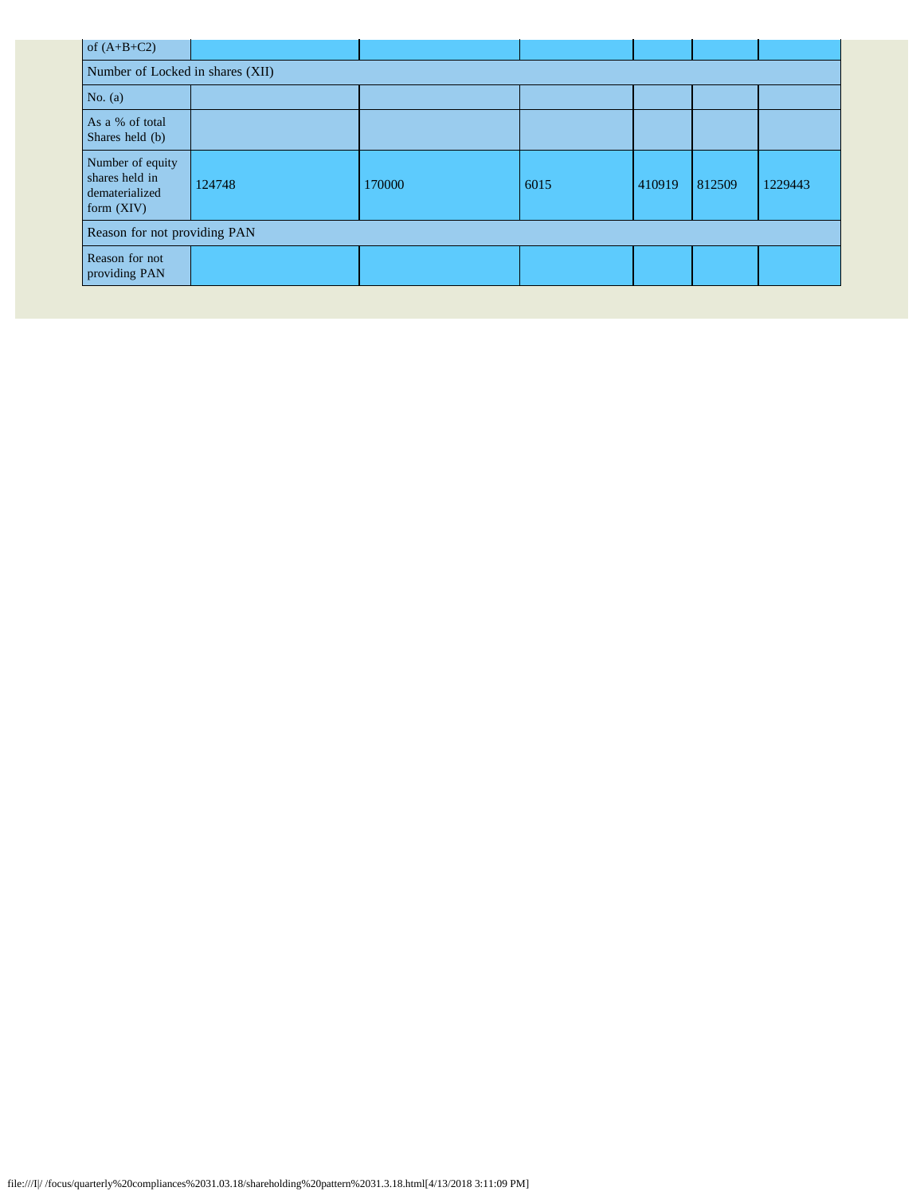| | | | | | | |
|---|---|---|---|---|---|---|
| of (A+B+C2) | | | | | | |
| Number of Locked in shares (XII) | | | | | | |
| No. (a) | | | | | | |
| As a % of total Shares held (b) | | | | | | |
| Number of equity shares held in dematerialized form (XIV) | 124748 | 170000 | 6015 | 410919 | 812509 | 1229443 |
| Reason for not providing PAN | | | | | | |
| Reason for not providing PAN | | | | | | |